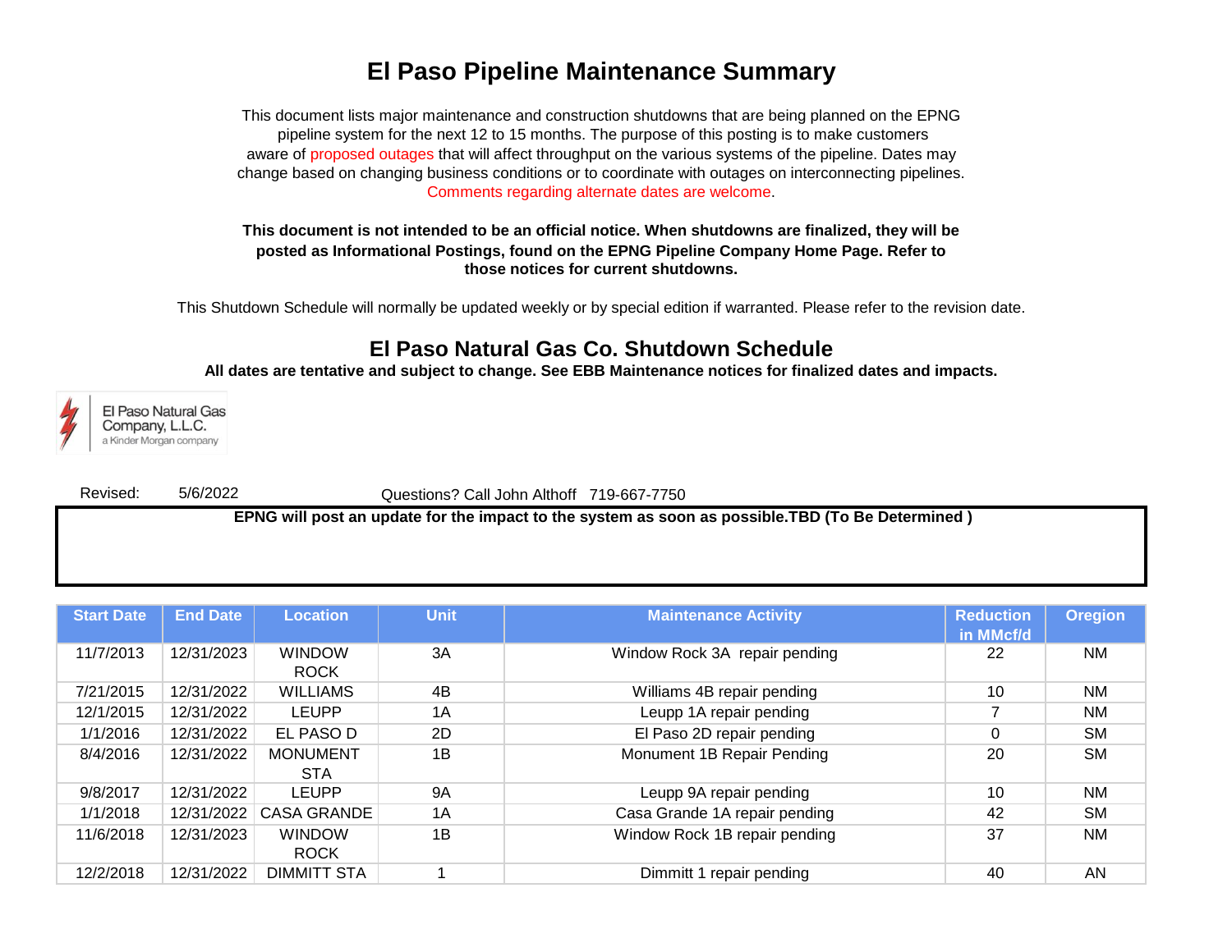# El Paso Pipeline Maintenance Summary

This document lists major maintenance and construction shutdowns that are being planned on the EPNG pipeline system for the next 12 to 15 months. The purpose of this posting is to make customers aware of proposed outages that will affect throughput on the various systems of the pipeline. Dates may change based on changing business conditions or to coordinate with outages on interconnecting pipelines. Comments regarding alternate dates are welcome.

**This document is not intended to be an official notice. When shutdowns are finalized, they will be posted as Informational Postings, found on the EPNG Pipeline Company Home Page. Refer to those notices for current shutdowns.**

This Shutdown Schedule will normally be updated weekly or by special edition if warranted. Please refer to the revision date.

## El Paso Natural Gas Co. Shutdown Schedule

**All dates are tentative and subject to change. See EBB Maintenance notices for finalized dates and impacts.**

El Paso Natural Gas Company, L.L.C.
a Kinder Morgan company

Revised: 5/6/2022 Questions? Call John Althoff 719-667-7750

**EPNG will post an update for the impact to the system as soon as possible.TBD (To Be Determined )**

| Start Date | End Date | Location | Unit | Maintenance Activity | Reduction in MMcf/d | Oregion |
|---|---|---|---|---|---|---|
| 11/7/2013 | 12/31/2023 | WINDOW ROCK | 3A | Window Rock 3A repair pending | 22 | NM |
| 7/21/2015 | 12/31/2022 | WILLIAMS | 4B | Williams 4B repair pending | 10 | NM |
| 12/1/2015 | 12/31/2022 | LEUPP | 1A | Leupp 1A repair pending | 7 | NM |
| 1/1/2016 | 12/31/2022 | EL PASO D | 2D | El Paso 2D repair pending | 0 | SM |
| 8/4/2016 | 12/31/2022 | MONUMENT STA | 1B | Monument 1B Repair Pending | 20 | SM |
| 9/8/2017 | 12/31/2022 | LEUPP | 9A | Leupp 9A repair pending | 10 | NM |
| 1/1/2018 | 12/31/2022 | CASA GRANDE | 1A | Casa Grande 1A repair pending | 42 | SM |
| 11/6/2018 | 12/31/2023 | WINDOW ROCK | 1B | Window Rock 1B repair pending | 37 | NM |
| 12/2/2018 | 12/31/2022 | DIMMITT STA | 1 | Dimmitt 1 repair pending | 40 | AN |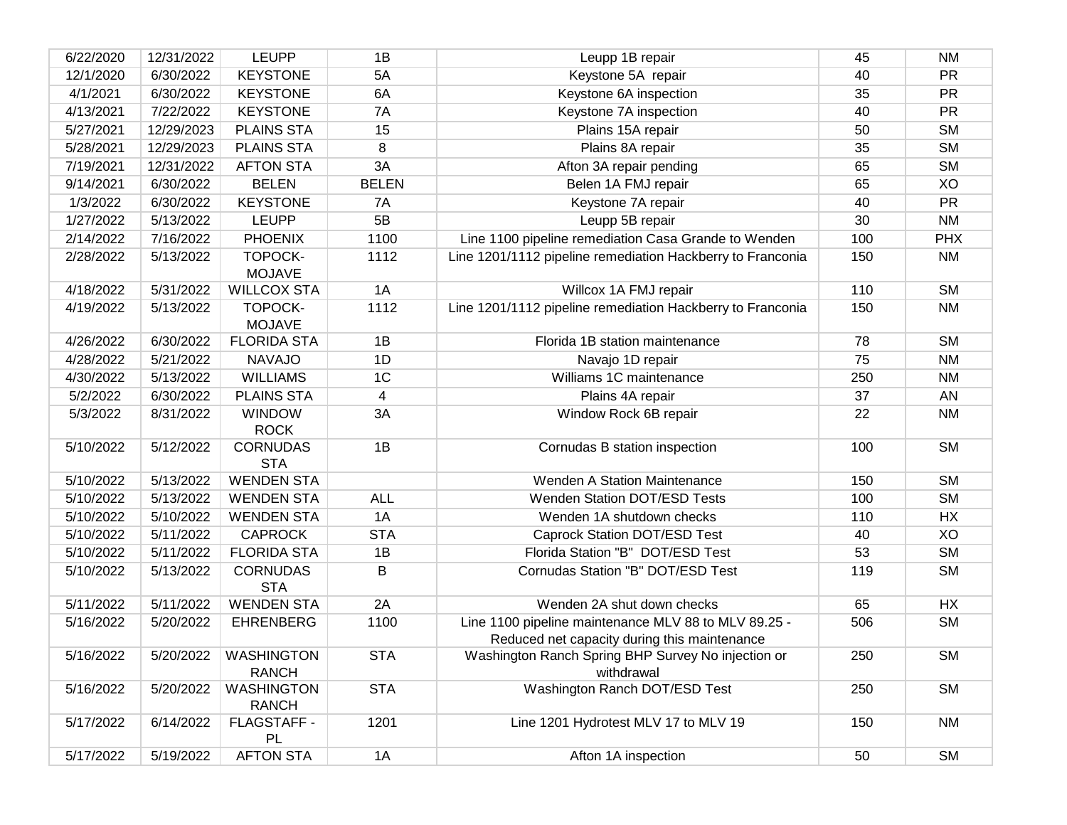| | | | | | | |
|---|---|---|---|---|---|---|
| 6/22/2020 | 12/31/2022 | LEUPP | 1B | Leupp 1B repair | 45 | NM |
| 12/1/2020 | 6/30/2022 | KEYSTONE | 5A | Keystone 5A repair | 40 | PR |
| 4/1/2021 | 6/30/2022 | KEYSTONE | 6A | Keystone 6A inspection | 35 | PR |
| 4/13/2021 | 7/22/2022 | KEYSTONE | 7A | Keystone 7A inspection | 40 | PR |
| 5/27/2021 | 12/29/2023 | PLAINS STA | 15 | Plains 15A repair | 50 | SM |
| 5/28/2021 | 12/29/2023 | PLAINS STA | 8 | Plains 8A repair | 35 | SM |
| 7/19/2021 | 12/31/2022 | AFTON STA | 3A | Afton 3A repair pending | 65 | SM |
| 9/14/2021 | 6/30/2022 | BELEN | BELEN | Belen 1A FMJ repair | 65 | XO |
| 1/3/2022 | 6/30/2022 | KEYSTONE | 7A | Keystone 7A repair | 40 | PR |
| 1/27/2022 | 5/13/2022 | LEUPP | 5B | Leupp 5B repair | 30 | NM |
| 2/14/2022 | 7/16/2022 | PHOENIX | 1100 | Line 1100 pipeline remediation Casa Grande to Wenden | 100 | PHX |
| 2/28/2022 | 5/13/2022 | TOPOCK-MOJAVE | 1112 | Line 1201/1112 pipeline remediation Hackberry to Franconia | 150 | NM |
| 4/18/2022 | 5/31/2022 | WILLCOX STA | 1A | Willcox 1A FMJ repair | 110 | SM |
| 4/19/2022 | 5/13/2022 | TOPOCK-MOJAVE | 1112 | Line 1201/1112 pipeline remediation Hackberry to Franconia | 150 | NM |
| 4/26/2022 | 6/30/2022 | FLORIDA STA | 1B | Florida 1B station maintenance | 78 | SM |
| 4/28/2022 | 5/21/2022 | NAVAJO | 1D | Navajo 1D repair | 75 | NM |
| 4/30/2022 | 5/13/2022 | WILLIAMS | 1C | Williams 1C maintenance | 250 | NM |
| 5/2/2022 | 6/30/2022 | PLAINS STA | 4 | Plains 4A repair | 37 | AN |
| 5/3/2022 | 8/31/2022 | WINDOW ROCK | 3A | Window Rock 6B repair | 22 | NM |
| 5/10/2022 | 5/12/2022 | CORNUDAS STA | 1B | Cornudas B station inspection | 100 | SM |
| 5/10/2022 | 5/13/2022 | WENDEN STA | | Wenden A Station Maintenance | 150 | SM |
| 5/10/2022 | 5/13/2022 | WENDEN STA | ALL | Wenden Station DOT/ESD Tests | 100 | SM |
| 5/10/2022 | 5/10/2022 | WENDEN STA | 1A | Wenden 1A shutdown checks | 110 | HX |
| 5/10/2022 | 5/11/2022 | CAPROCK | STA | Caprock Station DOT/ESD Test | 40 | XO |
| 5/10/2022 | 5/11/2022 | FLORIDA STA | 1B | Florida Station "B" DOT/ESD Test | 53 | SM |
| 5/10/2022 | 5/13/2022 | CORNUDAS STA | B | Cornudas Station "B" DOT/ESD Test | 119 | SM |
| 5/11/2022 | 5/11/2022 | WENDEN STA | 2A | Wenden 2A shut down checks | 65 | HX |
| 5/16/2022 | 5/20/2022 | EHRENBERG | 1100 | Line 1100 pipeline maintenance MLV 88 to MLV 89.25 - Reduced net capacity during this maintenance | 506 | SM |
| 5/16/2022 | 5/20/2022 | WASHINGTON RANCH | STA | Washington Ranch Spring BHP Survey No injection or withdrawal | 250 | SM |
| 5/16/2022 | 5/20/2022 | WASHINGTON RANCH | STA | Washington Ranch DOT/ESD Test | 250 | SM |
| 5/17/2022 | 6/14/2022 | FLAGSTAFF - PL | 1201 | Line 1201 Hydrotest MLV 17 to MLV 19 | 150 | NM |
| 5/17/2022 | 5/19/2022 | AFTON STA | 1A | Afton 1A inspection | 50 | SM |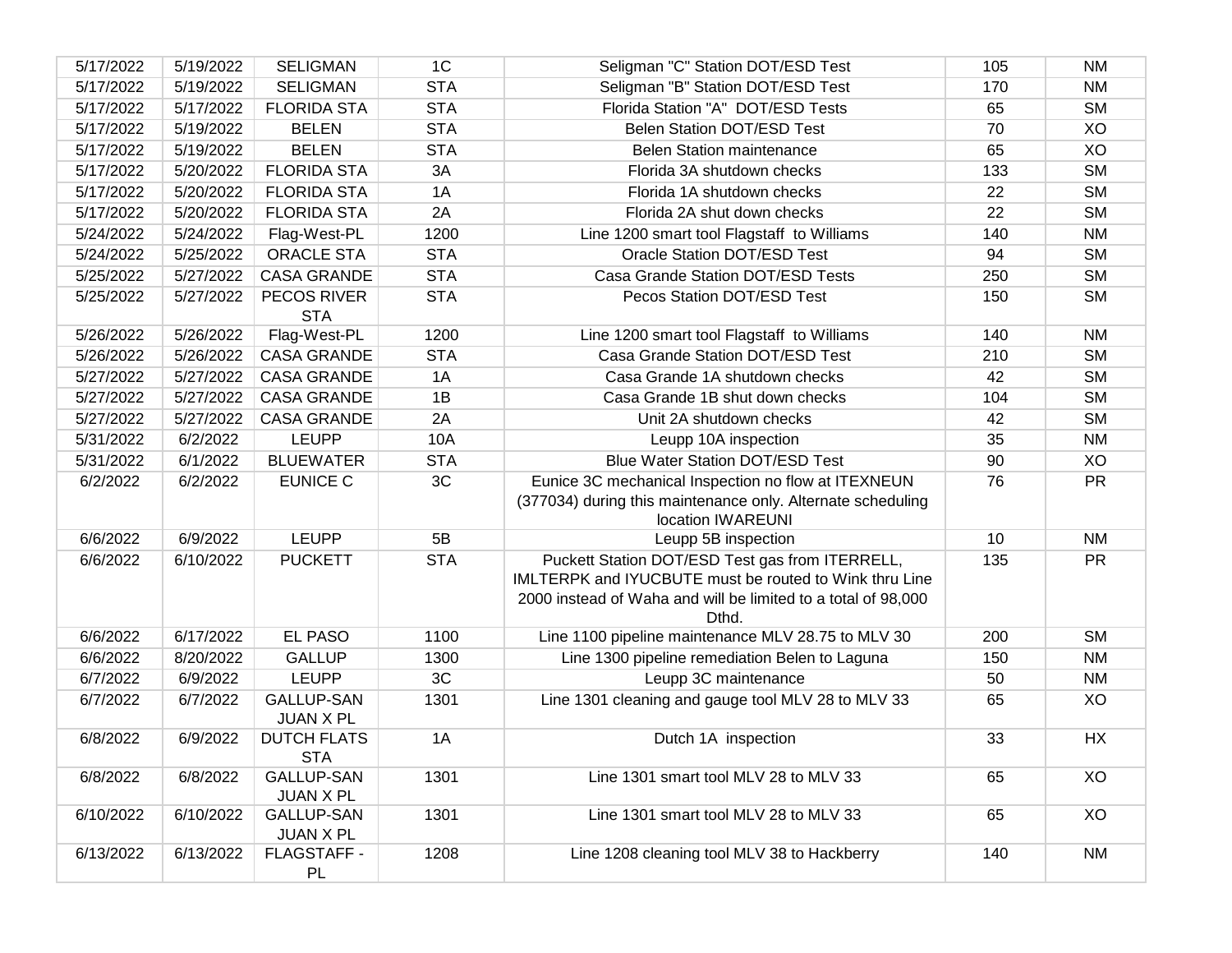| | | | | | | |
|---|---|---|---|---|---|---|
| 5/17/2022 | 5/19/2022 | SELIGMAN | 1C | Seligman "C" Station DOT/ESD Test | 105 | NM |
| 5/17/2022 | 5/19/2022 | SELIGMAN | STA | Seligman "B" Station DOT/ESD Test | 170 | NM |
| 5/17/2022 | 5/17/2022 | FLORIDA STA | STA | Florida Station "A" DOT/ESD Tests | 65 | SM |
| 5/17/2022 | 5/19/2022 | BELEN | STA | Belen Station DOT/ESD Test | 70 | XO |
| 5/17/2022 | 5/19/2022 | BELEN | STA | Belen Station maintenance | 65 | XO |
| 5/17/2022 | 5/20/2022 | FLORIDA STA | 3A | Florida 3A shutdown checks | 133 | SM |
| 5/17/2022 | 5/20/2022 | FLORIDA STA | 1A | Florida 1A shutdown checks | 22 | SM |
| 5/17/2022 | 5/20/2022 | FLORIDA STA | 2A | Florida 2A shut down checks | 22 | SM |
| 5/24/2022 | 5/24/2022 | Flag-West-PL | 1200 | Line 1200 smart tool Flagstaff to Williams | 140 | NM |
| 5/24/2022 | 5/25/2022 | ORACLE STA | STA | Oracle Station DOT/ESD Test | 94 | SM |
| 5/25/2022 | 5/27/2022 | CASA GRANDE | STA | Casa Grande Station DOT/ESD Tests | 250 | SM |
| 5/25/2022 | 5/27/2022 | PECOS RIVER STA | STA | Pecos Station DOT/ESD Test | 150 | SM |
| 5/26/2022 | 5/26/2022 | Flag-West-PL | 1200 | Line 1200 smart tool Flagstaff to Williams | 140 | NM |
| 5/26/2022 | 5/26/2022 | CASA GRANDE | STA | Casa Grande Station DOT/ESD Test | 210 | SM |
| 5/27/2022 | 5/27/2022 | CASA GRANDE | 1A | Casa Grande 1A shutdown checks | 42 | SM |
| 5/27/2022 | 5/27/2022 | CASA GRANDE | 1B | Casa Grande 1B shut down checks | 104 | SM |
| 5/27/2022 | 5/27/2022 | CASA GRANDE | 2A | Unit 2A shutdown checks | 42 | SM |
| 5/31/2022 | 6/2/2022 | LEUPP | 10A | Leupp 10A inspection | 35 | NM |
| 5/31/2022 | 6/1/2022 | BLUEWATER | STA | Blue Water Station DOT/ESD Test | 90 | XO |
| 6/2/2022 | 6/2/2022 | EUNICE C | 3C | Eunice 3C mechanical Inspection no flow at ITEXNEUN (377034) during this maintenance only. Alternate scheduling location IWAREUNI | 76 | PR |
| 6/6/2022 | 6/9/2022 | LEUPP | 5B | Leupp 5B inspection | 10 | NM |
| 6/6/2022 | 6/10/2022 | PUCKETT | STA | Puckett Station DOT/ESD Test gas from ITERRELL, IMLTERPK and IYUCBUTE must be routed to Wink thru Line 2000 instead of Waha and will be limited to a total of 98,000 Dthd. | 135 | PR |
| 6/6/2022 | 6/17/2022 | EL PASO | 1100 | Line 1100 pipeline maintenance MLV 28.75 to MLV 30 | 200 | SM |
| 6/6/2022 | 8/20/2022 | GALLUP | 1300 | Line 1300 pipeline remediation Belen to Laguna | 150 | NM |
| 6/7/2022 | 6/9/2022 | LEUPP | 3C | Leupp 3C maintenance | 50 | NM |
| 6/7/2022 | 6/7/2022 | GALLUP-SAN JUAN X PL | 1301 | Line 1301 cleaning and gauge tool MLV 28 to MLV 33 | 65 | XO |
| 6/8/2022 | 6/9/2022 | DUTCH FLATS STA | 1A | Dutch 1A inspection | 33 | HX |
| 6/8/2022 | 6/8/2022 | GALLUP-SAN JUAN X PL | 1301 | Line 1301 smart tool MLV 28 to MLV 33 | 65 | XO |
| 6/10/2022 | 6/10/2022 | GALLUP-SAN JUAN X PL | 1301 | Line 1301 smart tool MLV 28 to MLV 33 | 65 | XO |
| 6/13/2022 | 6/13/2022 | FLAGSTAFF - PL | 1208 | Line 1208 cleaning tool MLV 38 to Hackberry | 140 | NM |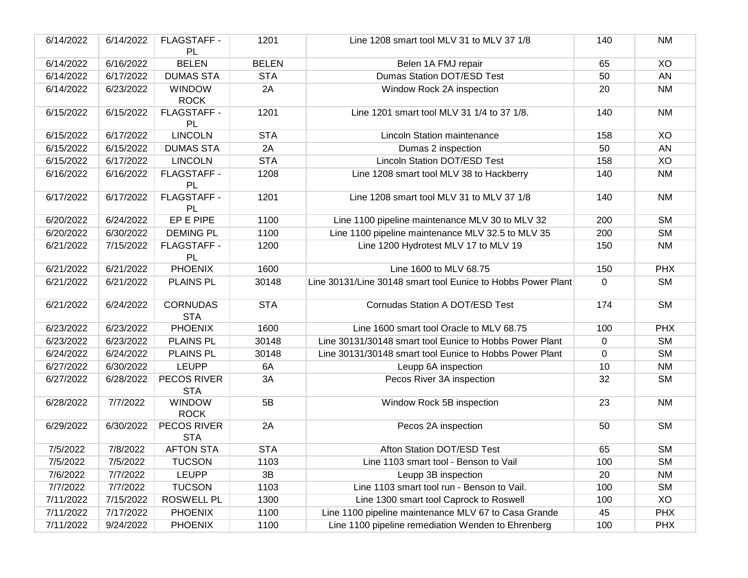| | | | | | | |
|---|---|---|---|---|---|---|
| 6/14/2022 | 6/14/2022 | FLAGSTAFF - PL | 1201 | Line 1208 smart tool MLV 31 to MLV 37 1/8 | 140 | NM |
| 6/14/2022 | 6/16/2022 | BELEN | BELEN | Belen 1A FMJ repair | 65 | XO |
| 6/14/2022 | 6/17/2022 | DUMAS STA | STA | Dumas Station DOT/ESD Test | 50 | AN |
| 6/14/2022 | 6/23/2022 | WINDOW ROCK | 2A | Window Rock 2A inspection | 20 | NM |
| 6/15/2022 | 6/15/2022 | FLAGSTAFF - PL | 1201 | Line 1201 smart tool MLV 31 1/4 to 37 1/8. | 140 | NM |
| 6/15/2022 | 6/17/2022 | LINCOLN | STA | Lincoln Station maintenance | 158 | XO |
| 6/15/2022 | 6/15/2022 | DUMAS STA | 2A | Dumas 2 inspection | 50 | AN |
| 6/15/2022 | 6/17/2022 | LINCOLN | STA | Lincoln Station DOT/ESD Test | 158 | XO |
| 6/16/2022 | 6/16/2022 | FLAGSTAFF - PL | 1208 | Line 1208 smart tool MLV 38 to Hackberry | 140 | NM |
| 6/17/2022 | 6/17/2022 | FLAGSTAFF - PL | 1201 | Line 1208 smart tool MLV 31 to MLV 37 1/8 | 140 | NM |
| 6/20/2022 | 6/24/2022 | EP E PIPE | 1100 | Line 1100 pipeline maintenance MLV 30 to MLV 32 | 200 | SM |
| 6/20/2022 | 6/30/2022 | DEMING PL | 1100 | Line 1100 pipeline maintenance MLV 32.5 to MLV 35 | 200 | SM |
| 6/21/2022 | 7/15/2022 | FLAGSTAFF - PL | 1200 | Line 1200 Hydrotest MLV 17 to MLV 19 | 150 | NM |
| 6/21/2022 | 6/21/2022 | PHOENIX | 1600 | Line 1600 to MLV 68.75 | 150 | PHX |
| 6/21/2022 | 6/21/2022 | PLAINS PL | 30148 | Line 30131/Line 30148 smart tool Eunice to Hobbs Power Plant | 0 | SM |
| 6/21/2022 | 6/24/2022 | CORNUDAS STA | STA | Cornudas Station A DOT/ESD Test | 174 | SM |
| 6/23/2022 | 6/23/2022 | PHOENIX | 1600 | Line 1600 smart tool Oracle to MLV 68.75 | 100 | PHX |
| 6/23/2022 | 6/23/2022 | PLAINS PL | 30148 | Line 30131/30148 smart tool Eunice to Hobbs Power Plant | 0 | SM |
| 6/24/2022 | 6/24/2022 | PLAINS PL | 30148 | Line 30131/30148 smart tool Eunice to Hobbs Power Plant | 0 | SM |
| 6/27/2022 | 6/30/2022 | LEUPP | 6A | Leupp 6A inspection | 10 | NM |
| 6/27/2022 | 6/28/2022 | PECOS RIVER STA | 3A | Pecos River 3A inspection | 32 | SM |
| 6/28/2022 | 7/7/2022 | WINDOW ROCK | 5B | Window Rock 5B inspection | 23 | NM |
| 6/29/2022 | 6/30/2022 | PECOS RIVER STA | 2A | Pecos 2A inspection | 50 | SM |
| 7/5/2022 | 7/8/2022 | AFTON STA | STA | Afton Station DOT/ESD Test | 65 | SM |
| 7/5/2022 | 7/5/2022 | TUCSON | 1103 | Line 1103 smart tool - Benson to Vail | 100 | SM |
| 7/6/2022 | 7/7/2022 | LEUPP | 3B | Leupp 3B inspection | 20 | NM |
| 7/7/2022 | 7/7/2022 | TUCSON | 1103 | Line 1103 smart tool run - Benson to Vail. | 100 | SM |
| 7/11/2022 | 7/15/2022 | ROSWELL PL | 1300 | Line 1300 smart tool Caprock to Roswell | 100 | XO |
| 7/11/2022 | 7/17/2022 | PHOENIX | 1100 | Line 1100 pipeline maintenance MLV 67 to Casa Grande | 45 | PHX |
| 7/11/2022 | 9/24/2022 | PHOENIX | 1100 | Line 1100 pipeline remediation Wenden to Ehrenberg | 100 | PHX |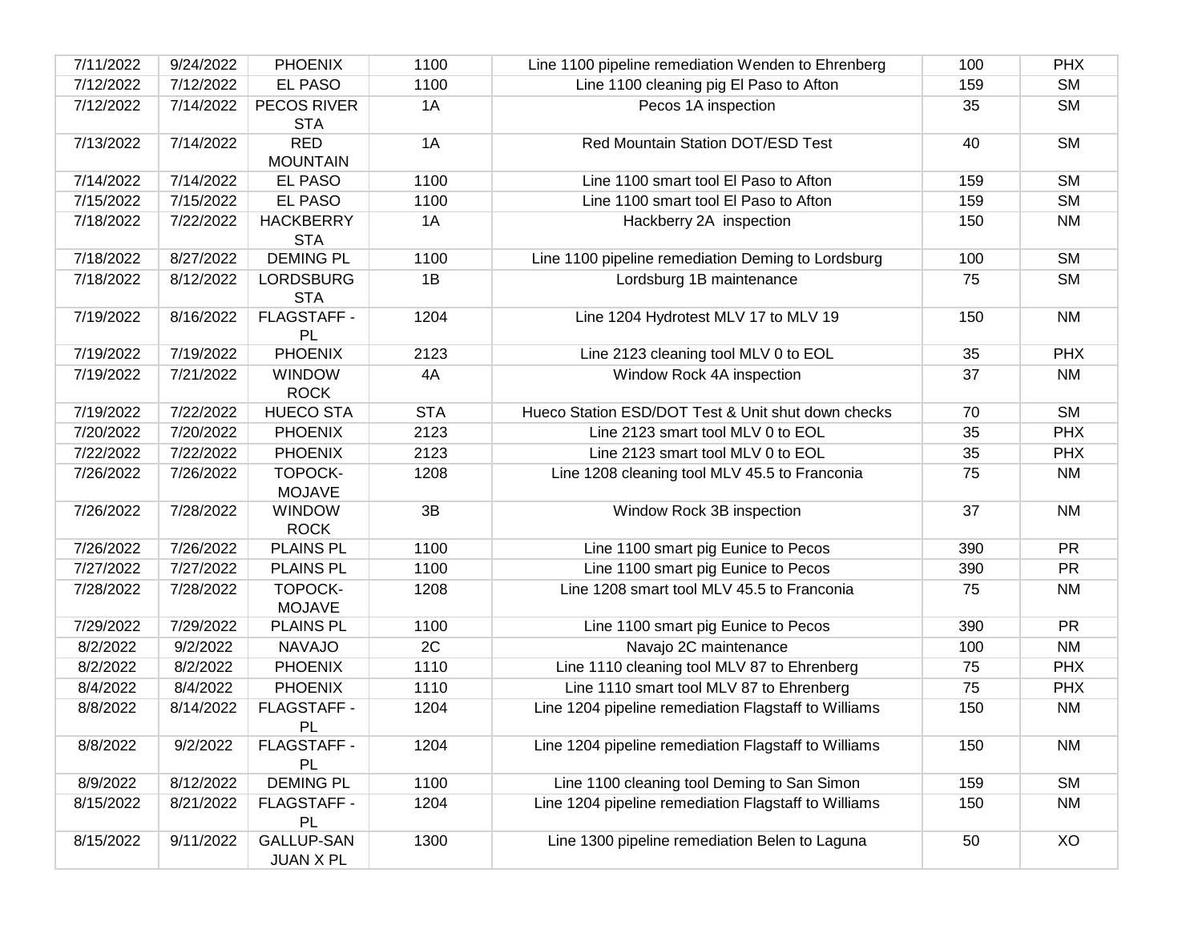| | | | | | | |
|---|---|---|---|---|---|---|
| 7/11/2022 | 9/24/2022 | PHOENIX | 1100 | Line 1100 pipeline remediation Wenden to Ehrenberg | 100 | PHX |
| 7/12/2022 | 7/12/2022 | EL PASO | 1100 | Line 1100 cleaning pig El Paso to Afton | 159 | SM |
| 7/12/2022 | 7/14/2022 | PECOS RIVER STA | 1A | Pecos 1A inspection | 35 | SM |
| 7/13/2022 | 7/14/2022 | RED MOUNTAIN | 1A | Red Mountain Station DOT/ESD Test | 40 | SM |
| 7/14/2022 | 7/14/2022 | EL PASO | 1100 | Line 1100 smart tool El Paso to Afton | 159 | SM |
| 7/15/2022 | 7/15/2022 | EL PASO | 1100 | Line 1100 smart tool El Paso to Afton | 159 | SM |
| 7/18/2022 | 7/22/2022 | HACKBERRY STA | 1A | Hackberry 2A inspection | 150 | NM |
| 7/18/2022 | 8/27/2022 | DEMING PL | 1100 | Line 1100 pipeline remediation Deming to Lordsburg | 100 | SM |
| 7/18/2022 | 8/12/2022 | LORDSBURG STA | 1B | Lordsburg 1B maintenance | 75 | SM |
| 7/19/2022 | 8/16/2022 | FLAGSTAFF - PL | 1204 | Line 1204 Hydrotest MLV 17 to MLV 19 | 150 | NM |
| 7/19/2022 | 7/19/2022 | PHOENIX | 2123 | Line 2123 cleaning tool MLV 0 to EOL | 35 | PHX |
| 7/19/2022 | 7/21/2022 | WINDOW ROCK | 4A | Window Rock 4A inspection | 37 | NM |
| 7/19/2022 | 7/22/2022 | HUECO STA | STA | Hueco Station ESD/DOT Test & Unit shut down checks | 70 | SM |
| 7/20/2022 | 7/20/2022 | PHOENIX | 2123 | Line 2123 smart tool MLV 0 to EOL | 35 | PHX |
| 7/22/2022 | 7/22/2022 | PHOENIX | 2123 | Line 2123 smart tool MLV 0 to EOL | 35 | PHX |
| 7/26/2022 | 7/26/2022 | TOPOCK-MOJAVE | 1208 | Line 1208 cleaning tool MLV 45.5 to Franconia | 75 | NM |
| 7/26/2022 | 7/28/2022 | WINDOW ROCK | 3B | Window Rock 3B inspection | 37 | NM |
| 7/26/2022 | 7/26/2022 | PLAINS PL | 1100 | Line 1100 smart pig Eunice to Pecos | 390 | PR |
| 7/27/2022 | 7/27/2022 | PLAINS PL | 1100 | Line 1100 smart pig Eunice to Pecos | 390 | PR |
| 7/28/2022 | 7/28/2022 | TOPOCK-MOJAVE | 1208 | Line 1208 smart tool MLV 45.5 to Franconia | 75 | NM |
| 7/29/2022 | 7/29/2022 | PLAINS PL | 1100 | Line 1100 smart pig Eunice to Pecos | 390 | PR |
| 8/2/2022 | 9/2/2022 | NAVAJO | 2C | Navajo 2C maintenance | 100 | NM |
| 8/2/2022 | 8/2/2022 | PHOENIX | 1110 | Line 1110 cleaning tool MLV 87 to Ehrenberg | 75 | PHX |
| 8/4/2022 | 8/4/2022 | PHOENIX | 1110 | Line 1110 smart tool MLV 87 to Ehrenberg | 75 | PHX |
| 8/8/2022 | 8/14/2022 | FLAGSTAFF - PL | 1204 | Line 1204 pipeline remediation Flagstaff to Williams | 150 | NM |
| 8/8/2022 | 9/2/2022 | FLAGSTAFF - PL | 1204 | Line 1204 pipeline remediation Flagstaff to Williams | 150 | NM |
| 8/9/2022 | 8/12/2022 | DEMING PL | 1100 | Line 1100 cleaning tool Deming to San Simon | 159 | SM |
| 8/15/2022 | 8/21/2022 | FLAGSTAFF - PL | 1204 | Line 1204 pipeline remediation Flagstaff to Williams | 150 | NM |
| 8/15/2022 | 9/11/2022 | GALLUP-SAN JUAN X PL | 1300 | Line 1300 pipeline remediation Belen to Laguna | 50 | XO |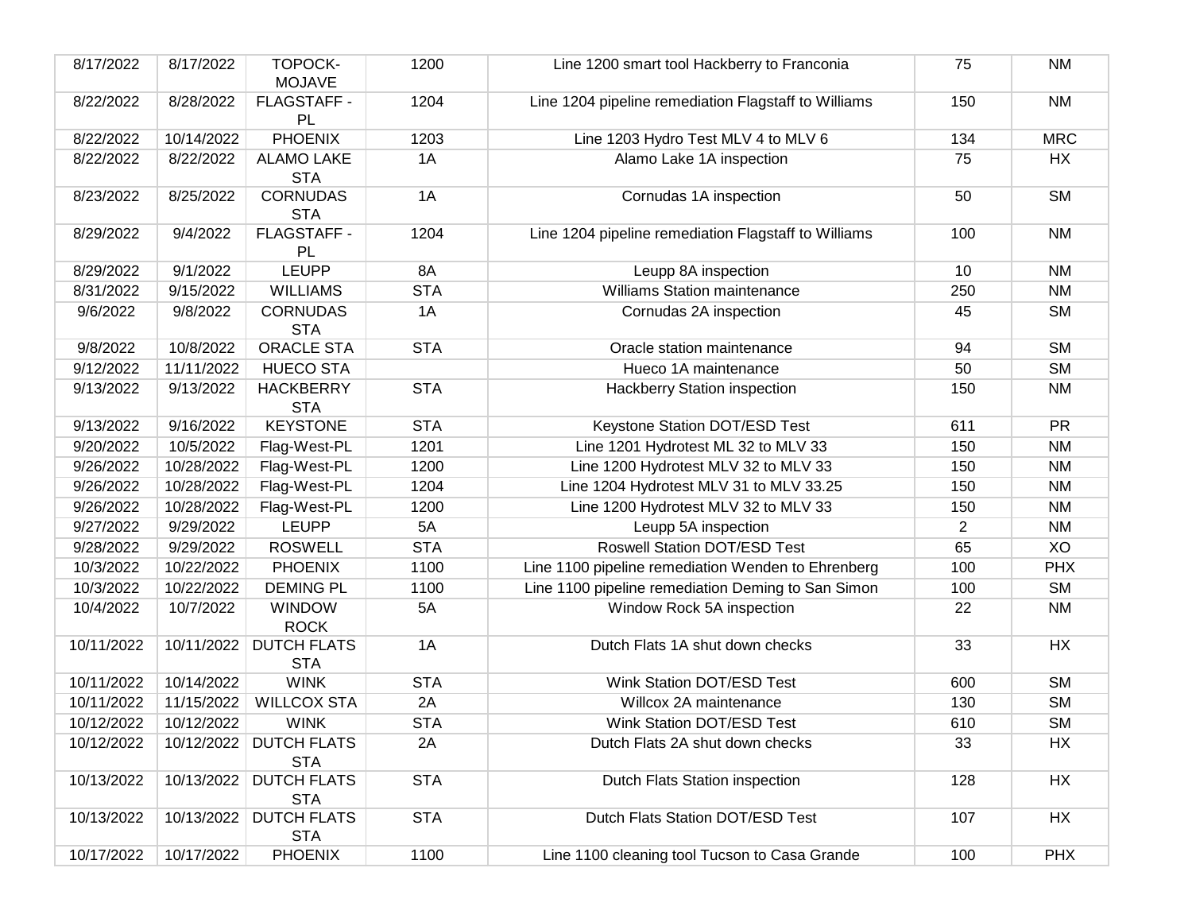| | | | | | | |
|---|---|---|---|---|---|---|
| 8/17/2022 | 8/17/2022 | TOPOCK-MOJAVE | 1200 | Line 1200 smart tool Hackberry to Franconia | 75 | NM |
| 8/22/2022 | 8/28/2022 | FLAGSTAFF - PL | 1204 | Line 1204 pipeline remediation Flagstaff to Williams | 150 | NM |
| 8/22/2022 | 10/14/2022 | PHOENIX | 1203 | Line 1203 Hydro Test MLV 4 to MLV 6 | 134 | MRC |
| 8/22/2022 | 8/22/2022 | ALAMO LAKE STA | 1A | Alamo Lake 1A inspection | 75 | HX |
| 8/23/2022 | 8/25/2022 | CORNUDAS STA | 1A | Cornudas 1A inspection | 50 | SM |
| 8/29/2022 | 9/4/2022 | FLAGSTAFF - PL | 1204 | Line 1204 pipeline remediation Flagstaff to Williams | 100 | NM |
| 8/29/2022 | 9/1/2022 | LEUPP | 8A | Leupp 8A inspection | 10 | NM |
| 8/31/2022 | 9/15/2022 | WILLIAMS | STA | Williams Station maintenance | 250 | NM |
| 9/6/2022 | 9/8/2022 | CORNUDAS STA | 1A | Cornudas 2A inspection | 45 | SM |
| 9/8/2022 | 10/8/2022 | ORACLE STA | STA | Oracle station maintenance | 94 | SM |
| 9/12/2022 | 11/11/2022 | HUECO STA | | Hueco 1A maintenance | 50 | SM |
| 9/13/2022 | 9/13/2022 | HACKBERRY STA | STA | Hackberry Station inspection | 150 | NM |
| 9/13/2022 | 9/16/2022 | KEYSTONE | STA | Keystone Station DOT/ESD Test | 611 | PR |
| 9/20/2022 | 10/5/2022 | Flag-West-PL | 1201 | Line 1201 Hydrotest ML 32 to MLV 33 | 150 | NM |
| 9/26/2022 | 10/28/2022 | Flag-West-PL | 1200 | Line 1200 Hydrotest MLV 32 to MLV 33 | 150 | NM |
| 9/26/2022 | 10/28/2022 | Flag-West-PL | 1204 | Line 1204 Hydrotest MLV 31 to MLV 33.25 | 150 | NM |
| 9/26/2022 | 10/28/2022 | Flag-West-PL | 1200 | Line 1200 Hydrotest MLV 32 to MLV 33 | 150 | NM |
| 9/27/2022 | 9/29/2022 | LEUPP | 5A | Leupp 5A inspection | 2 | NM |
| 9/28/2022 | 9/29/2022 | ROSWELL | STA | Roswell Station DOT/ESD Test | 65 | XO |
| 10/3/2022 | 10/22/2022 | PHOENIX | 1100 | Line 1100 pipeline remediation Wenden to Ehrenberg | 100 | PHX |
| 10/3/2022 | 10/22/2022 | DEMING PL | 1100 | Line 1100 pipeline remediation Deming to San Simon | 100 | SM |
| 10/4/2022 | 10/7/2022 | WINDOW ROCK | 5A | Window Rock 5A inspection | 22 | NM |
| 10/11/2022 | 10/11/2022 | DUTCH FLATS STA | 1A | Dutch Flats 1A shut down checks | 33 | HX |
| 10/11/2022 | 10/14/2022 | WINK | STA | Wink Station DOT/ESD Test | 600 | SM |
| 10/11/2022 | 11/15/2022 | WILLCOX STA | 2A | Willcox 2A maintenance | 130 | SM |
| 10/12/2022 | 10/12/2022 | WINK | STA | Wink Station DOT/ESD Test | 610 | SM |
| 10/12/2022 | 10/12/2022 | DUTCH FLATS STA | 2A | Dutch Flats 2A shut down checks | 33 | HX |
| 10/13/2022 | 10/13/2022 | DUTCH FLATS STA | STA | Dutch Flats Station inspection | 128 | HX |
| 10/13/2022 | 10/13/2022 | DUTCH FLATS STA | STA | Dutch Flats Station DOT/ESD Test | 107 | HX |
| 10/17/2022 | 10/17/2022 | PHOENIX | 1100 | Line 1100 cleaning tool Tucson to Casa Grande | 100 | PHX |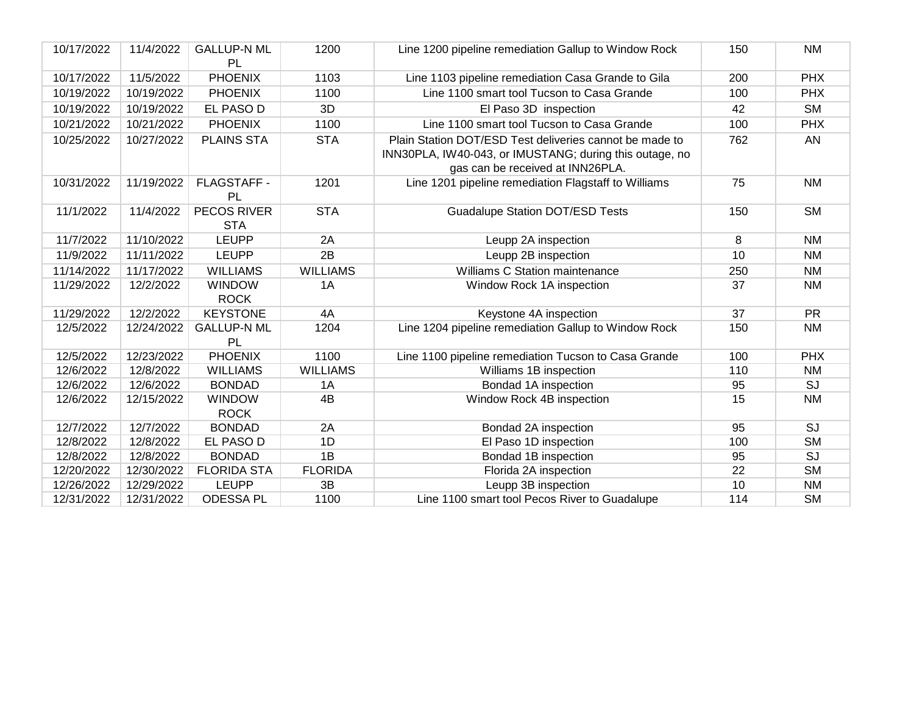| | | | | | | |
|---|---|---|---|---|---|---|
| 10/17/2022 | 11/4/2022 | GALLUP-N ML PL | 1200 | Line 1200 pipeline remediation Gallup to Window Rock | 150 | NM |
| 10/17/2022 | 11/5/2022 | PHOENIX | 1103 | Line 1103 pipeline remediation Casa Grande to Gila | 200 | PHX |
| 10/19/2022 | 10/19/2022 | PHOENIX | 1100 | Line 1100 smart tool Tucson to Casa Grande | 100 | PHX |
| 10/19/2022 | 10/19/2022 | EL PASO D | 3D | El Paso 3D inspection | 42 | SM |
| 10/21/2022 | 10/21/2022 | PHOENIX | 1100 | Line 1100 smart tool Tucson to Casa Grande | 100 | PHX |
| 10/25/2022 | 10/27/2022 | PLAINS STA | STA | Plain Station DOT/ESD Test deliveries cannot be made to INN30PLA, IW40-043, or IMUSTANG; during this outage, no gas can be received at INN26PLA. | 762 | AN |
| 10/31/2022 | 11/19/2022 | FLAGSTAFF - PL | 1201 | Line 1201 pipeline remediation Flagstaff to Williams | 75 | NM |
| 11/1/2022 | 11/4/2022 | PECOS RIVER STA | STA | Guadalupe Station DOT/ESD Tests | 150 | SM |
| 11/7/2022 | 11/10/2022 | LEUPP | 2A | Leupp 2A inspection | 8 | NM |
| 11/9/2022 | 11/11/2022 | LEUPP | 2B | Leupp 2B inspection | 10 | NM |
| 11/14/2022 | 11/17/2022 | WILLIAMS | WILLIAMS | Williams C Station maintenance | 250 | NM |
| 11/29/2022 | 12/2/2022 | WINDOW ROCK | 1A | Window Rock 1A inspection | 37 | NM |
| 11/29/2022 | 12/2/2022 | KEYSTONE | 4A | Keystone 4A inspection | 37 | PR |
| 12/5/2022 | 12/24/2022 | GALLUP-N ML PL | 1204 | Line 1204 pipeline remediation Gallup to Window Rock | 150 | NM |
| 12/5/2022 | 12/23/2022 | PHOENIX | 1100 | Line 1100 pipeline remediation Tucson to Casa Grande | 100 | PHX |
| 12/6/2022 | 12/8/2022 | WILLIAMS | WILLIAMS | Williams 1B inspection | 110 | NM |
| 12/6/2022 | 12/6/2022 | BONDAD | 1A | Bondad 1A inspection | 95 | SJ |
| 12/6/2022 | 12/15/2022 | WINDOW ROCK | 4B | Window Rock 4B inspection | 15 | NM |
| 12/7/2022 | 12/7/2022 | BONDAD | 2A | Bondad 2A inspection | 95 | SJ |
| 12/8/2022 | 12/8/2022 | EL PASO D | 1D | El Paso 1D inspection | 100 | SM |
| 12/8/2022 | 12/8/2022 | BONDAD | 1B | Bondad 1B inspection | 95 | SJ |
| 12/20/2022 | 12/30/2022 | FLORIDA STA | FLORIDA | Florida 2A inspection | 22 | SM |
| 12/26/2022 | 12/29/2022 | LEUPP | 3B | Leupp 3B inspection | 10 | NM |
| 12/31/2022 | 12/31/2022 | ODESSA PL | 1100 | Line 1100 smart tool Pecos River to Guadalupe | 114 | SM |